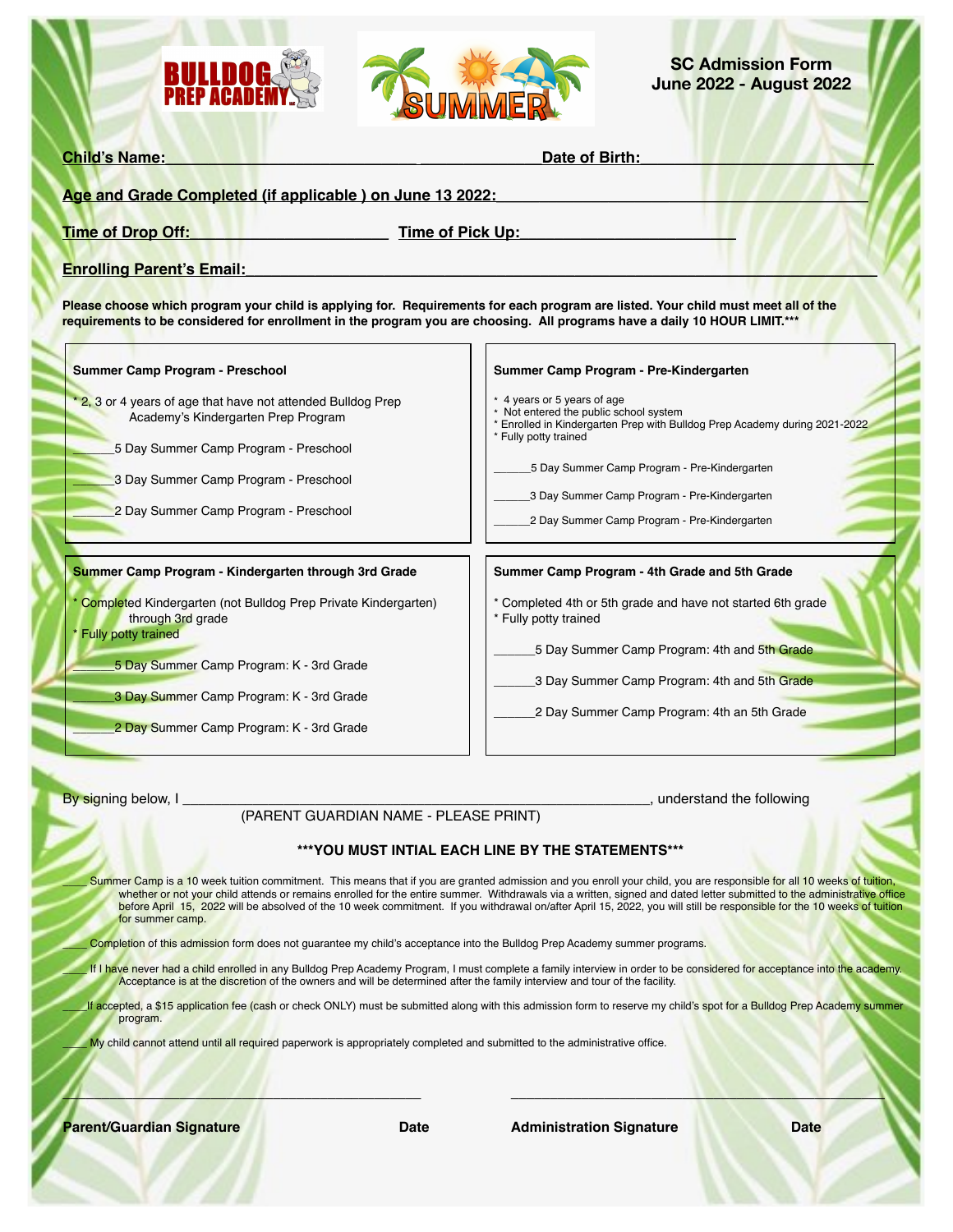# SC Admission Form
## June 2022 - August 2022

**Child's Name:**_______________________________ ______________ **Date of Birth:**_____________________________

**Age and Grade Completed (if applicable ) on June 13 2022:**_____________________________________________

**Time of Drop Off:**_______________________ **Time of Pick Up:**________________________

**Enrolling Parent's Email:**_____________________________________________________________________

**Please choose which program your child is applying for. Requirements for each program are listed. Your child must meet all of the requirements to be considered for enrollment in the program you are choosing. All programs have a daily 10 HOUR LIMIT.*****

### Summer Camp Program - Preschool

* 2, 3 or 4 years of age that have not attended Bulldog Prep Academy's Kindergarten Prep Program

______5 Day Summer Camp Program - Preschool

______3 Day Summer Camp Program - Preschool

______2 Day Summer Camp Program - Preschool

### Summer Camp Program - Pre-Kindergarten

* 4 years or 5 years of age
* Not entered the public school system
* Enrolled in Kindergarten Prep with Bulldog Prep Academy during 2021-2022
* Fully potty trained

______5 Day Summer Camp Program - Pre-Kindergarten

______3 Day Summer Camp Program - Pre-Kindergarten

______2 Day Summer Camp Program - Pre-Kindergarten

### Summer Camp Program - Kindergarten through 3rd Grade

* Completed Kindergarten (not Bulldog Prep Private Kindergarten) through 3rd grade
* Fully potty trained

______5 Day Summer Camp Program: K - 3rd Grade

______3 Day Summer Camp Program: K - 3rd Grade

______2 Day Summer Camp Program: K - 3rd Grade

### Summer Camp Program - 4th Grade and 5th Grade

* Completed 4th or 5th grade and have not started 6th grade
* Fully potty trained

______5 Day Summer Camp Program: 4th and 5th Grade

______3 Day Summer Camp Program: 4th and 5th Grade

______2 Day Summer Camp Program: 4th an 5th Grade

By signing below, I __________________________________________________________, understand the following
(PARENT GUARDIAN NAME - PLEASE PRINT)

**\*\*\*YOU MUST INTIAL EACH LINE BY THE STATEMENTS\*\*\***

____ Summer Camp is a 10 week tuition commitment. This means that if you are granted admission and you enroll your child, you are responsible for all 10 weeks of tuition, whether or not your child attends or remains enrolled for the entire summer. Withdrawals via a written, signed and dated letter submitted to the administrative office before April 15, 2022 will be absolved of the 10 week commitment. If you withdrawal on/after April 15, 2022, you will still be responsible for the 10 weeks of tuition for summer camp.

____ Completion of this admission form does not guarantee my child's acceptance into the Bulldog Prep Academy summer programs.

____ If I have never had a child enrolled in any Bulldog Prep Academy Program, I must complete a family interview in order to be considered for acceptance into the academy. Acceptance is at the discretion of the owners and will be determined after the family interview and tour of the facility.

____If accepted, a $15 application fee (cash or check ONLY) must be submitted along with this admission form to reserve my child's spot for a Bulldog Prep Academy summer program.

____ My child cannot attend until all required paperwork is appropriately completed and submitted to the administrative office.

_____________________________________________ _____________________________________________

**Parent/Guardian Signature** **Date** **Administration Signature** **Date**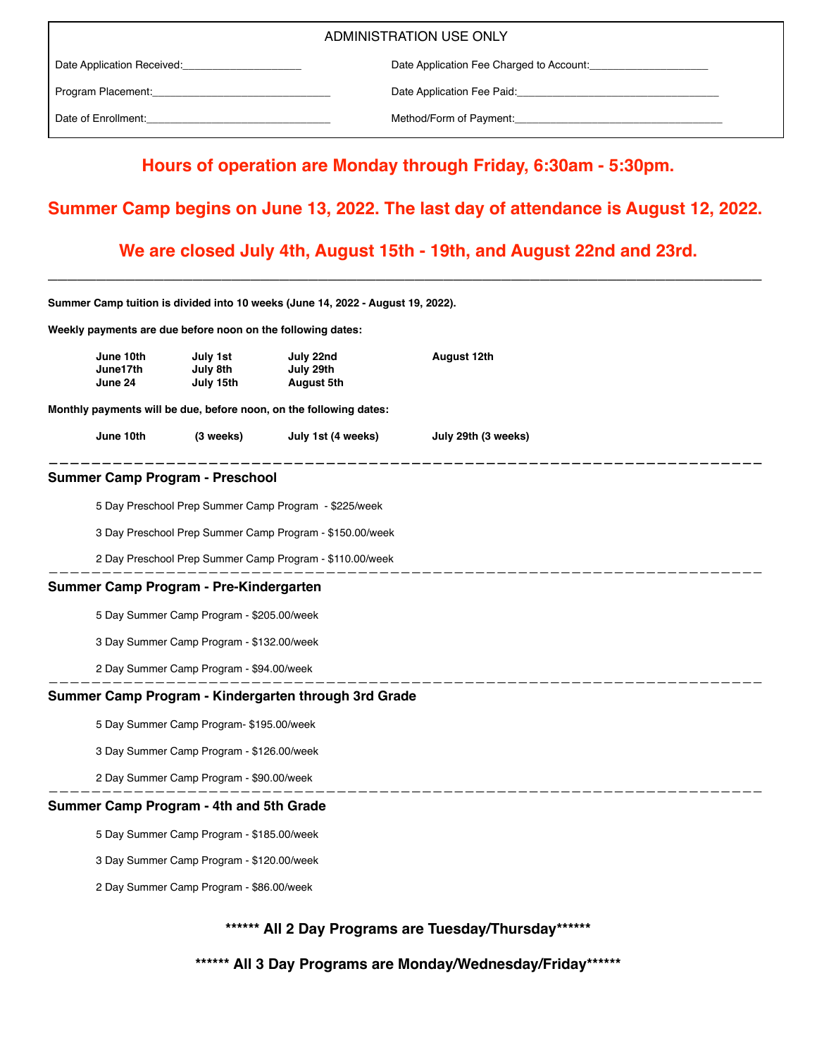| ADMINISTRATION USE ONLY | |
|---|---|
| Date Application Received:____________________ | Date Application Fee Charged to Account:____________________ |
| Program Placement:______________________________ | Date Application Fee Paid:__________________________________ |
| Date of Enrollment:______________________________ | Method/Form of Payment:__________________________________ |

## Hours of operation are Monday through Friday, 6:30am - 5:30pm.

## Summer Camp begins on June 13, 2022. The last day of attendance is August 12, 2022.

## We are closed July 4th, August 15th - 19th, and August 22nd and 23rd.

---

**Summer Camp tuition is divided into 10 weeks (June 14, 2022 - August 19, 2022).**

**Weekly payments are due before noon on the following dates:**

| | | | |
|---|---|---|---|
| **June 10th** | **July 1st** | **July 22nd** | **August 12th** |
| **June17th** | **July 8th** | **July 29th** | |
| **June 24** | **July 15th** | **August 5th** | |

**Monthly payments will be due, before noon, on the following dates:**

**June 10th (3 weeks)** **July 1st (4 weeks)** **July 29th (3 weeks)**

---

### Summer Camp Program - Preschool

5 Day Preschool Prep Summer Camp Program - $225/week

3 Day Preschool Prep Summer Camp Program - $150.00/week

2 Day Preschool Prep Summer Camp Program - $110.00/week

---

### Summer Camp Program - Pre-Kindergarten

5 Day Summer Camp Program - $205.00/week

3 Day Summer Camp Program - $132.00/week

2 Day Summer Camp Program - $94.00/week

---

### Summer Camp Program - Kindergarten through 3rd Grade

5 Day Summer Camp Program- $195.00/week

3 Day Summer Camp Program - $126.00/week

2 Day Summer Camp Program - $90.00/week

---

### Summer Camp Program - 4th and 5th Grade

5 Day Summer Camp Program - $185.00/week

3 Day Summer Camp Program - $120.00/week

2 Day Summer Camp Program - $86.00/week

**\*\*\*\*\*\* All 2 Day Programs are Tuesday/Thursday\*\*\*\*\*\***

**\*\*\*\*\*\* All 3 Day Programs are Monday/Wednesday/Friday\*\*\*\*\*\***